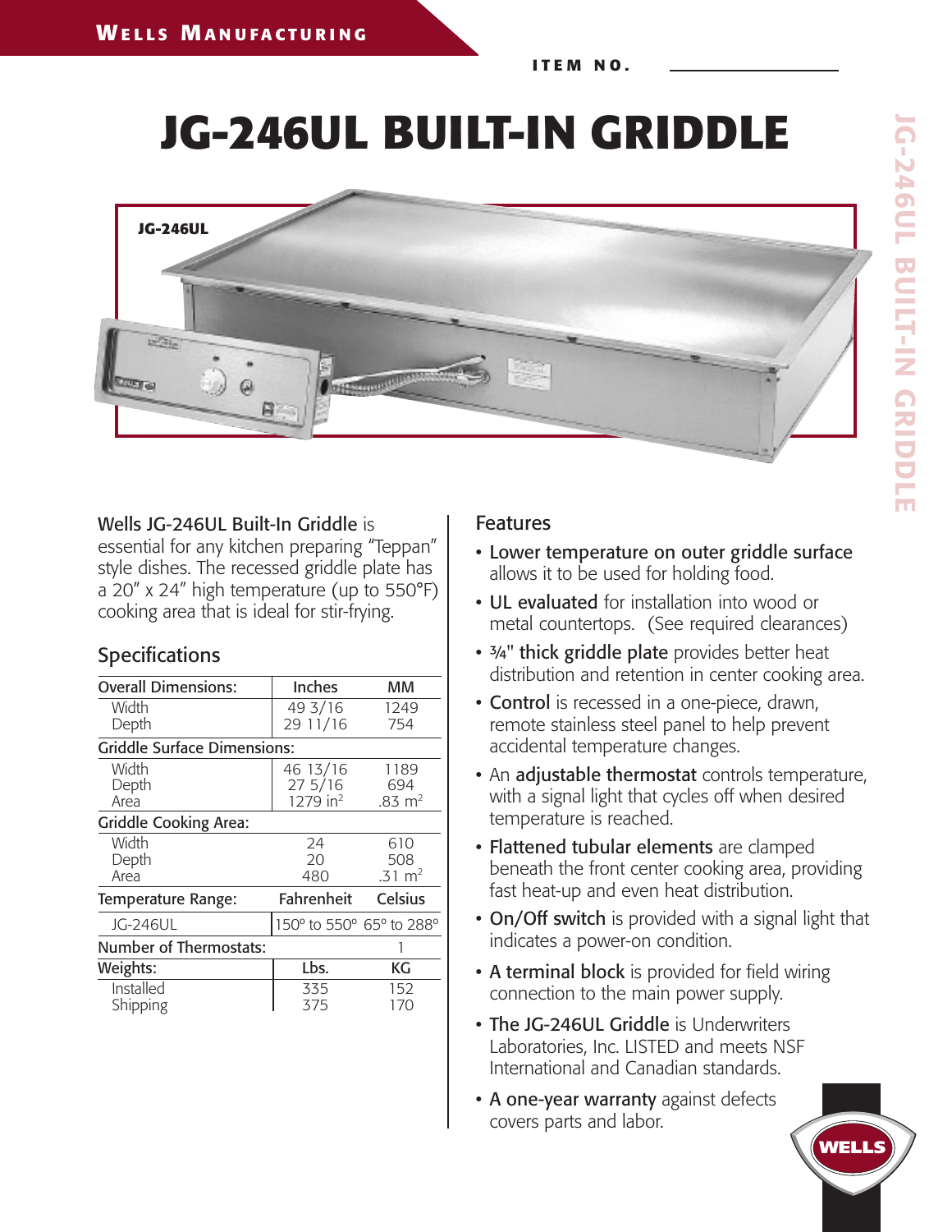WELLS MANUFACTURING

ITEM NO. ____________

# JG-246UL BUILT-IN GRIDDLE

JG-246UL

**Wells JG-246UL Built-In Griddle** is essential for any kitchen preparing "Teppan" style dishes. The recessed griddle plate has a 20" x 24" high temperature (up to 550°F) cooking area that is ideal for stir-frying.

## Specifications

| Overall Dimensions: | Inches | MM |
|---|---|---|
| Width | 49 3/16 | 1249 |
| Depth | 29 11/16 | 754 |
| **Griddle Surface Dimensions:** | | |
| Width | 46 13/16 | 1189 |
| Depth | 27 5/16 | 694 |
| Area | 1279 in² | .83 m² |
| **Griddle Cooking Area:** | | |
| Width | 24 | 610 |
| Depth | 20 | 508 |
| Area | 480 | .31 m² |
| **Temperature Range:** | Fahrenheit | Celsius |
| JG-246UL | 150° to 550° | 65° to 288° |
| **Number of Thermostats:** | | 1 |
| **Weights:** | Lbs. | KG |
| Installed | 335 | 152 |
| Shipping | 375 | 170 |

## Features

- **Lower temperature on outer griddle surface** allows it to be used for holding food.
- **UL evaluated** for installation into wood or metal countertops. (See required clearances)
- **¾" thick griddle plate** provides better heat distribution and retention in center cooking area.
- **Control** is recessed in a one-piece, drawn, remote stainless steel panel to help prevent accidental temperature changes.
- An **adjustable thermostat** controls temperature, with a signal light that cycles off when desired temperature is reached.
- **Flattened tubular elements** are clamped beneath the front center cooking area, providing fast heat-up and even heat distribution.
- **On/Off switch** is provided with a signal light that indicates a power-on condition.
- **A terminal block** is provided for field wiring connection to the main power supply.
- **The JG-246UL Griddle** is Underwriters Laboratories, Inc. LISTED and meets NSF International and Canadian standards.
- **A one-year warranty** against defects covers parts and labor.

WELLS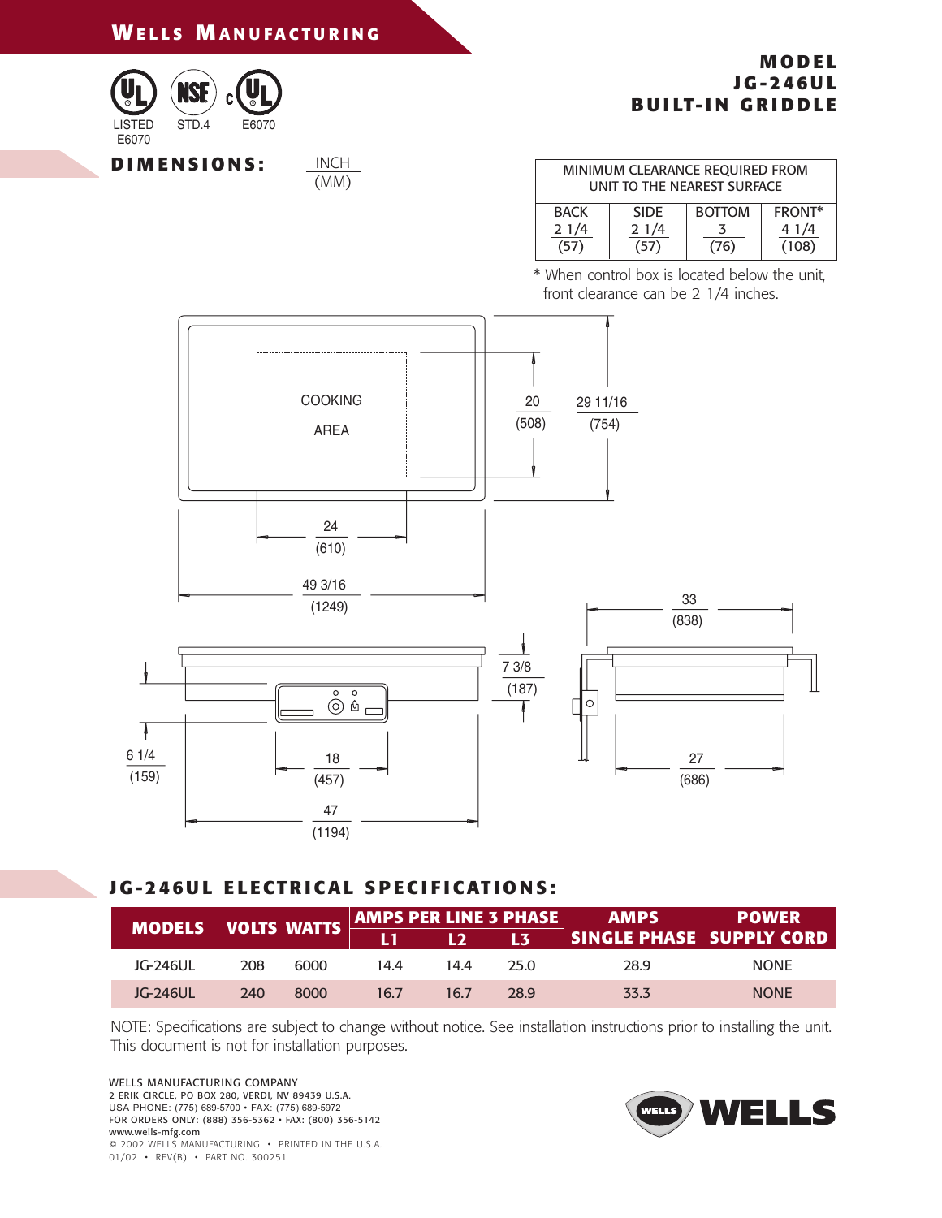**WELLS MANUFACTURING**

LISTED E6070 | NSF STD.4 | c UL E6070

# MODEL JG-246UL BUILT-IN GRIDDLE

## DIMENSIONS:

INCH
(MM)

| MINIMUM CLEARANCE REQUIRED FROM UNIT TO THE NEAREST SURFACE | | | |
|---|---|---|---|
| BACK | SIDE | BOTTOM | FRONT* |
| 2 1/4 (57) | 2 1/4 (57) | 3 (76) | 4 1/4 (108) |

\* When control box is located below the unit, front clearance can be 2 1/4 inches.

COOKING AREA

20 (508)

29 11/16 (754)

24 (610)

49 3/16 (1249)

33 (838)

7 3/8 (187)

6 1/4 (159)

18 (457)

27 (686)

47 (1194)

## JG-246UL ELECTRICAL SPECIFICATIONS:

| MODELS | VOLTS | WATTS | AMPS PER LINE 3 PHASE L1 | L2 | L3 | AMPS SINGLE PHASE | POWER SUPPLY CORD |
|---|---|---|---|---|---|---|---|
| JG-246UL | 208 | 6000 | 14.4 | 14.4 | 25.0 | 28.9 | NONE |
| JG-246UL | 240 | 8000 | 16.7 | 16.7 | 28.9 | 33.3 | NONE |

NOTE: Specifications are subject to change without notice. See installation instructions prior to installing the unit. This document is not for installation purposes.

WELLS MANUFACTURING COMPANY
2 ERIK CIRCLE, PO BOX 280, VERDI, NV 89439 U.S.A.
USA PHONE: (775) 689-5700 • FAX: (775) 689-5972
FOR ORDERS ONLY: (888) 356-5362 • FAX: (800) 356-5142
www.wells-mfg.com
© 2002 WELLS MANUFACTURING • PRINTED IN THE U.S.A.
01/02 • REV(B) • PART NO. 300251

WELLS